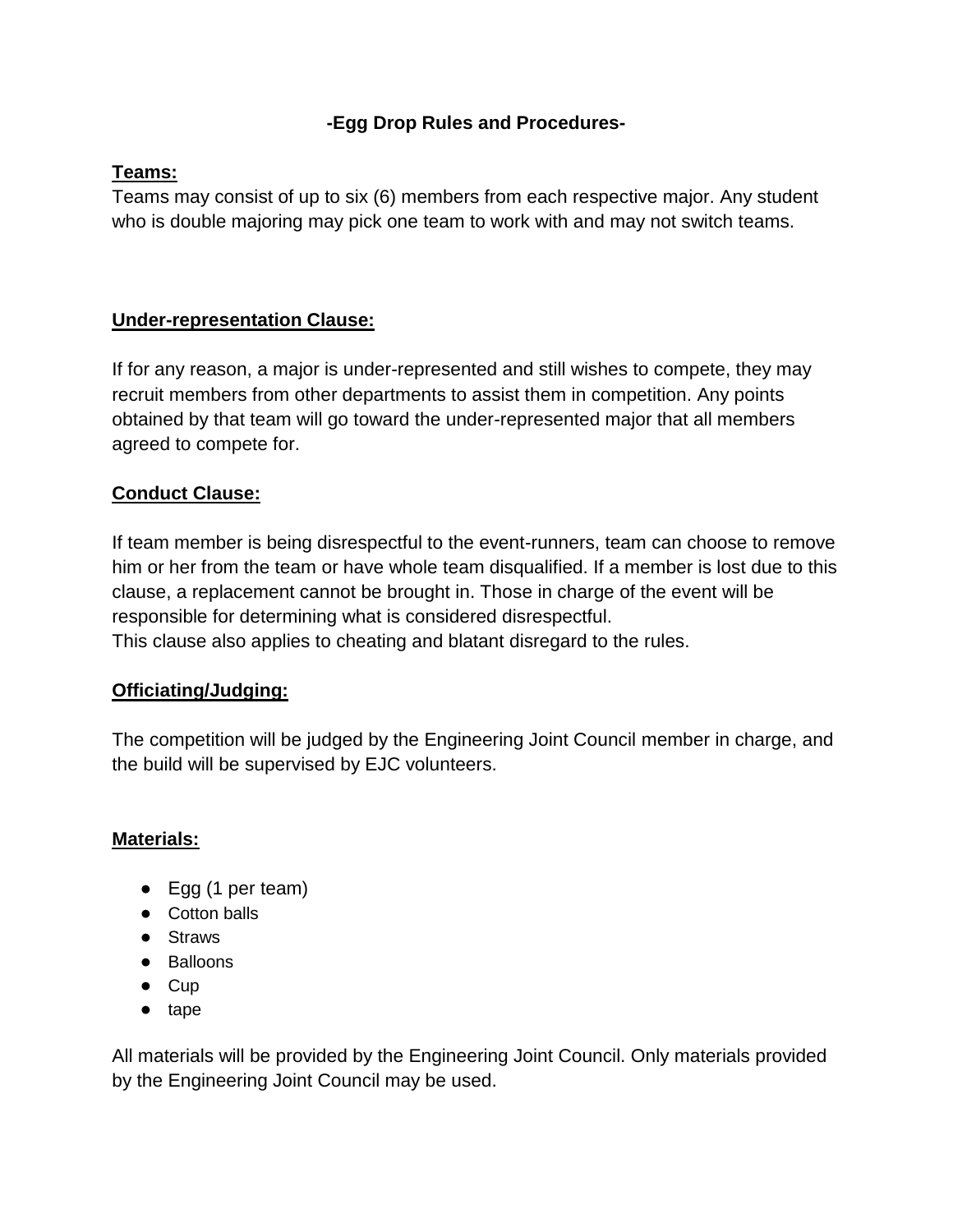# -Egg Drop Rules and Procedures-

## Teams:

Teams may consist of up to six (6) members from each respective major. Any student who is double majoring may pick one team to work with and may not switch teams.

## Under-representation Clause:

If for any reason, a major is under-represented and still wishes to compete, they may recruit members from other departments to assist them in competition. Any points obtained by that team will go toward the under-represented major that all members agreed to compete for.

## Conduct Clause:

If team member is being disrespectful to the event-runners, team can choose to remove him or her from the team or have whole team disqualified. If a member is lost due to this clause, a replacement cannot be brought in. Those in charge of the event will be responsible for determining what is considered disrespectful.
This clause also applies to cheating and blatant disregard to the rules.

## Officiating/Judging:

The competition will be judged by the Engineering Joint Council member in charge, and the build will be supervised by EJC volunteers.

## Materials:

- Egg (1 per team)
- Cotton balls
- Straws
- Balloons
- Cup
- tape

All materials will be provided by the Engineering Joint Council. Only materials provided by the Engineering Joint Council may be used.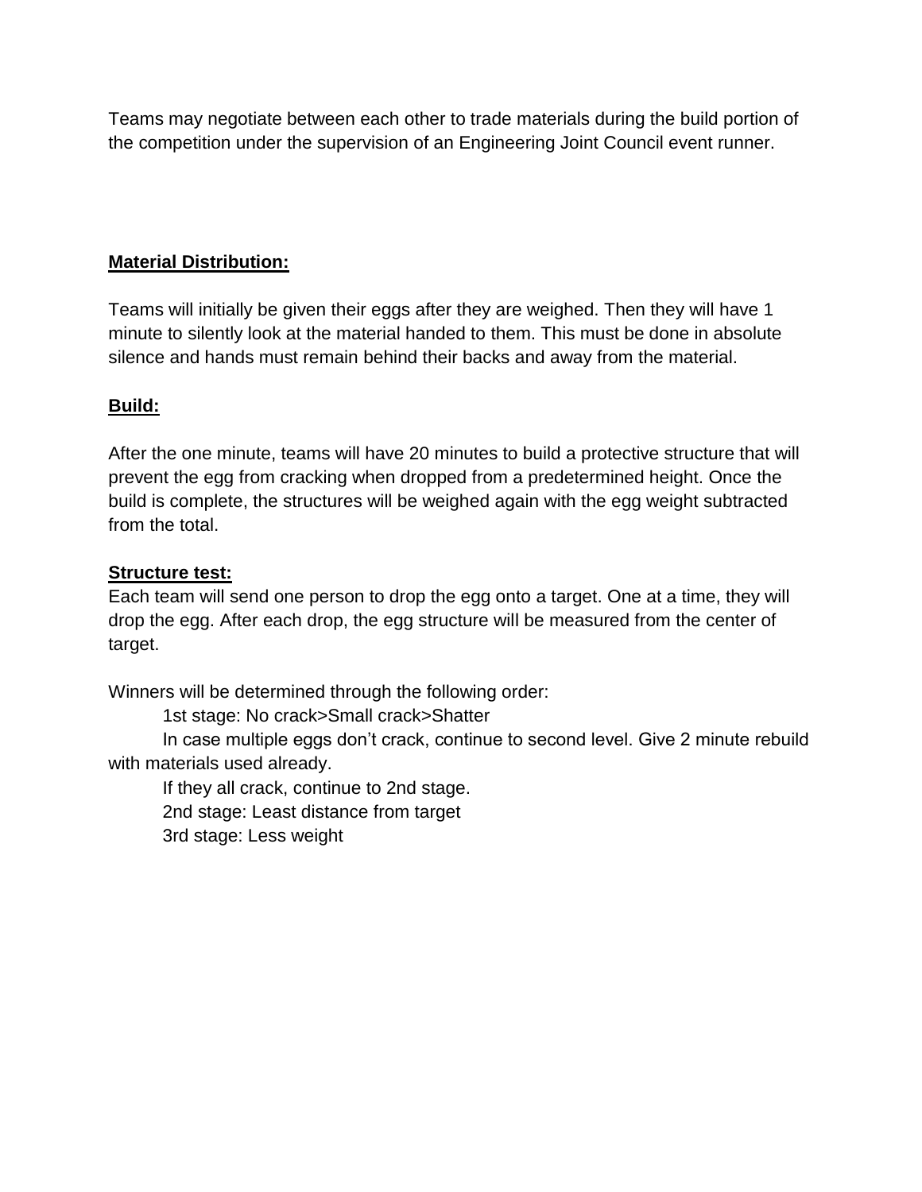Teams may negotiate between each other to trade materials during the build portion of the competition under the supervision of an Engineering Joint Council event runner.

**Material Distribution:**

Teams will initially be given their eggs after they are weighed. Then they will have 1 minute to silently look at the material handed to them. This must be done in absolute silence and hands must remain behind their backs and away from the material.

**Build:**

After the one minute, teams will have 20 minutes to build a protective structure that will prevent the egg from cracking when dropped from a predetermined height. Once the build is complete, the structures will be weighed again with the egg weight subtracted from the total.

**Structure test:**

Each team will send one person to drop the egg onto a target. One at a time, they will drop the egg. After each drop, the egg structure will be measured from the center of target.

Winners will be determined through the following order:

1st stage: No crack>Small crack>Shatter

In case multiple eggs don't crack, continue to second level. Give 2 minute rebuild with materials used already.

If they all crack, continue to 2nd stage.

2nd stage: Least distance from target

3rd stage: Less weight